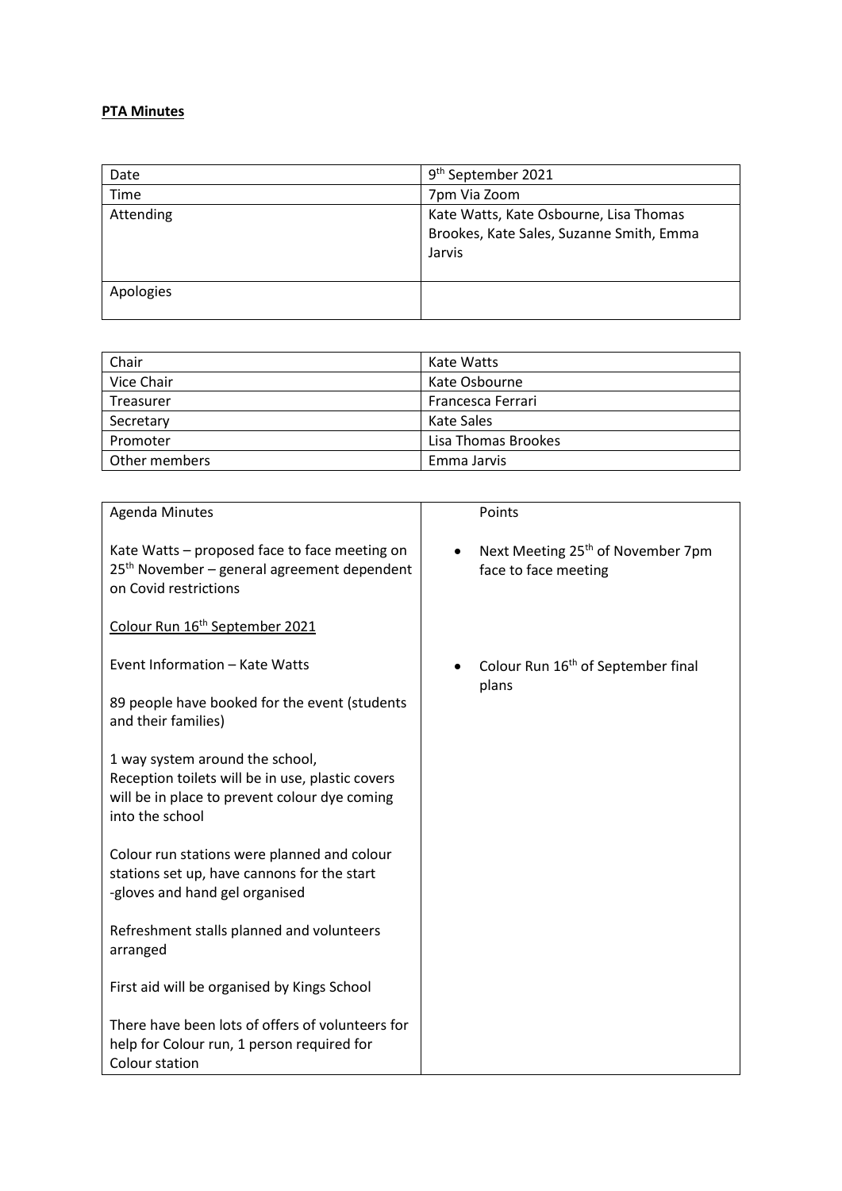**PTA Minutes**

| Date | 9th September 2021 |
|---|---|
| Time | 7pm Via Zoom |
| Attending | Kate Watts, Kate Osbourne, Lisa Thomas Brookes, Kate Sales, Suzanne Smith, Emma Jarvis |
| Apologies | |

| Chair | Kate Watts |
|---|---|
| Vice Chair | Kate Osbourne |
| Treasurer | Francesca Ferrari |
| Secretary | Kate Sales |
| Promoter | Lisa Thomas Brookes |
| Other members | Emma Jarvis |

| Agenda Minutes | Points |
|---|---|
| Kate Watts – proposed face to face meeting on 25th November – general agreement dependent on Covid restrictions | • Next Meeting 25th of November 7pm face to face meeting |
| Colour Run 16th September 2021 | |
| Event Information – Kate Watts | • Colour Run 16th of September final plans |
| 89 people have booked for the event (students and their families) | |
| 1 way system around the school, Reception toilets will be in use, plastic covers will be in place to prevent colour dye coming into the school | |
| Colour run stations were planned and colour stations set up, have cannons for the start -gloves and hand gel organised | |
| Refreshment stalls planned and volunteers arranged | |
| First aid will be organised by Kings School | |
| There have been lots of offers of volunteers for help for Colour run, 1 person required for Colour station | |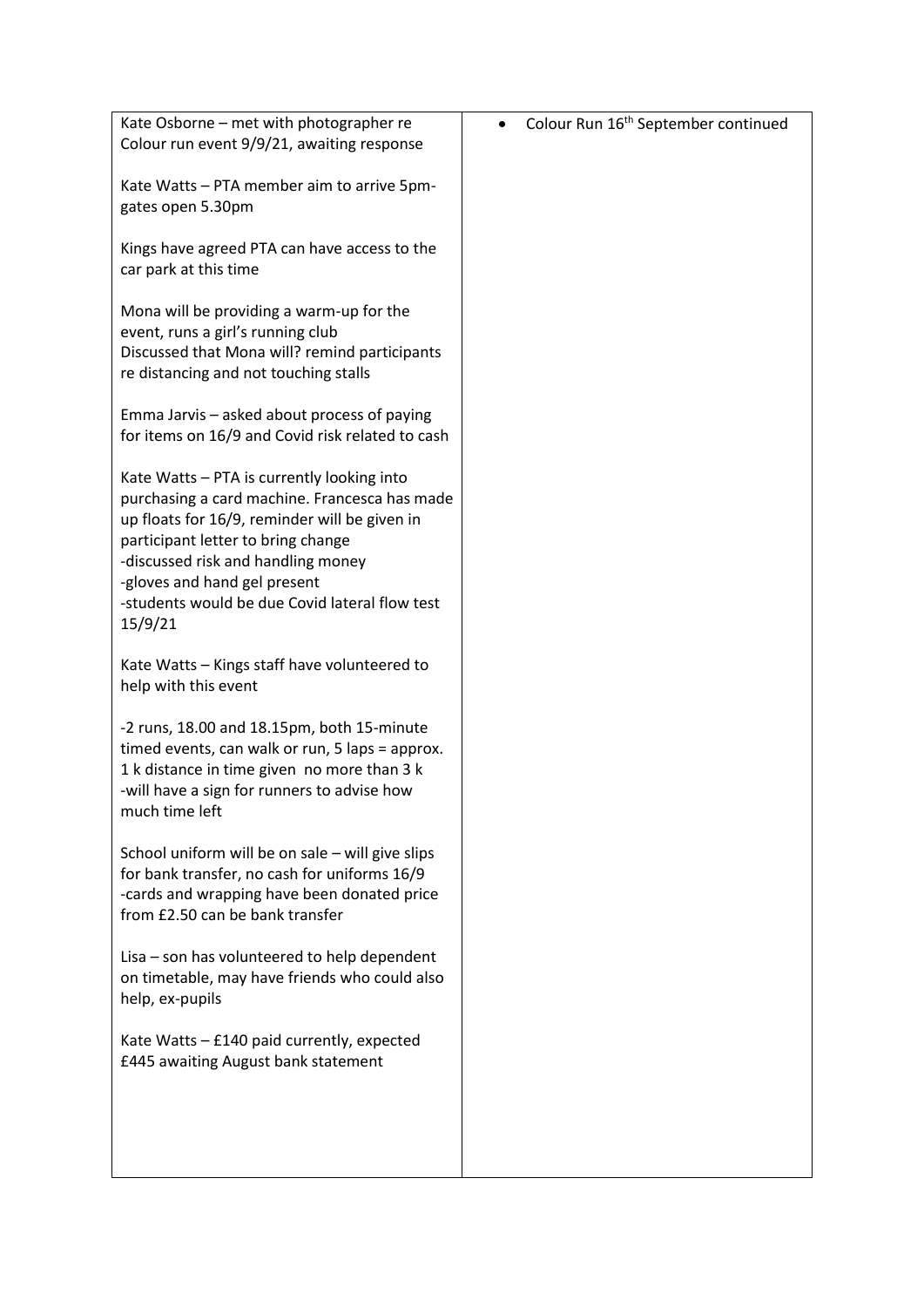| | |
|---|---|
| Kate Osborne – met with photographer re Colour run event 9/9/21, awaiting response<br><br>Kate Watts – PTA member aim to arrive 5pm- gates open 5.30pm<br><br>Kings have agreed PTA can have access to the car park at this time<br><br>Mona will be providing a warm-up for the event, runs a girl's running club<br>Discussed that Mona will? remind participants re distancing and not touching stalls<br><br>Emma Jarvis – asked about process of paying for items on 16/9 and Covid risk related to cash<br><br>Kate Watts – PTA is currently looking into purchasing a card machine. Francesca has made up floats for 16/9, reminder will be given in participant letter to bring change<br>-discussed risk and handling money<br>-gloves and hand gel present<br>-students would be due Covid lateral flow test 15/9/21<br><br>Kate Watts – Kings staff have volunteered to help with this event<br><br>-2 runs, 18.00 and 18.15pm, both 15-minute timed events, can walk or run, 5 laps = approx. 1 k distance in time given no more than 3 k<br>-will have a sign for runners to advise how much time left<br><br>School uniform will be on sale – will give slips for bank transfer, no cash for uniforms 16/9<br>-cards and wrapping have been donated price from £2.50 can be bank transfer<br><br>Lisa – son has volunteered to help dependent on timetable, may have friends who could also help, ex-pupils<br><br>Kate Watts – £140 paid currently, expected £445 awaiting August bank statement | • Colour Run 16th September continued |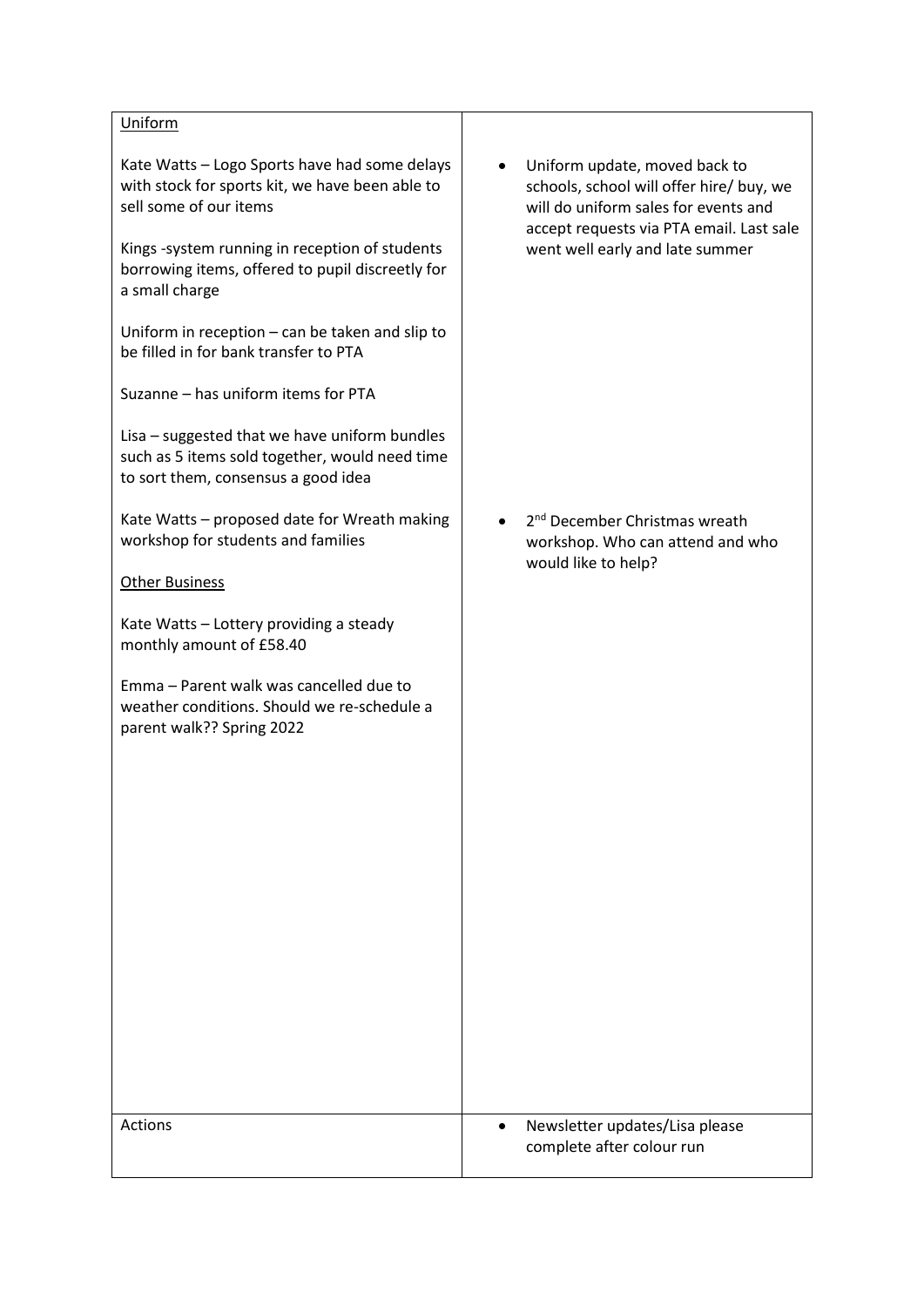| | |
|---|---|
| <u>Uniform</u><br><br>Kate Watts – Logo Sports have had some delays with stock for sports kit, we have been able to sell some of our items<br><br>Kings -system running in reception of students borrowing items, offered to pupil discreetly for a small charge<br><br>Uniform in reception – can be taken and slip to be filled in for bank transfer to PTA<br><br>Suzanne – has uniform items for PTA<br><br>Lisa – suggested that we have uniform bundles such as 5 items sold together, would need time to sort them, consensus a good idea<br><br>Kate Watts – proposed date for Wreath making workshop for students and families<br><br><u>Other Business</u><br><br>Kate Watts – Lottery providing a steady monthly amount of £58.40<br><br>Emma – Parent walk was cancelled due to weather conditions. Should we re-schedule a parent walk?? Spring 2022 | • Uniform update, moved back to schools, school will offer hire/ buy, we will do uniform sales for events and accept requests via PTA email. Last sale went well early and late summer<br><br>• 2nd December Christmas wreath workshop. Who can attend and who would like to help? |
| Actions | • Newsletter updates/Lisa please complete after colour run |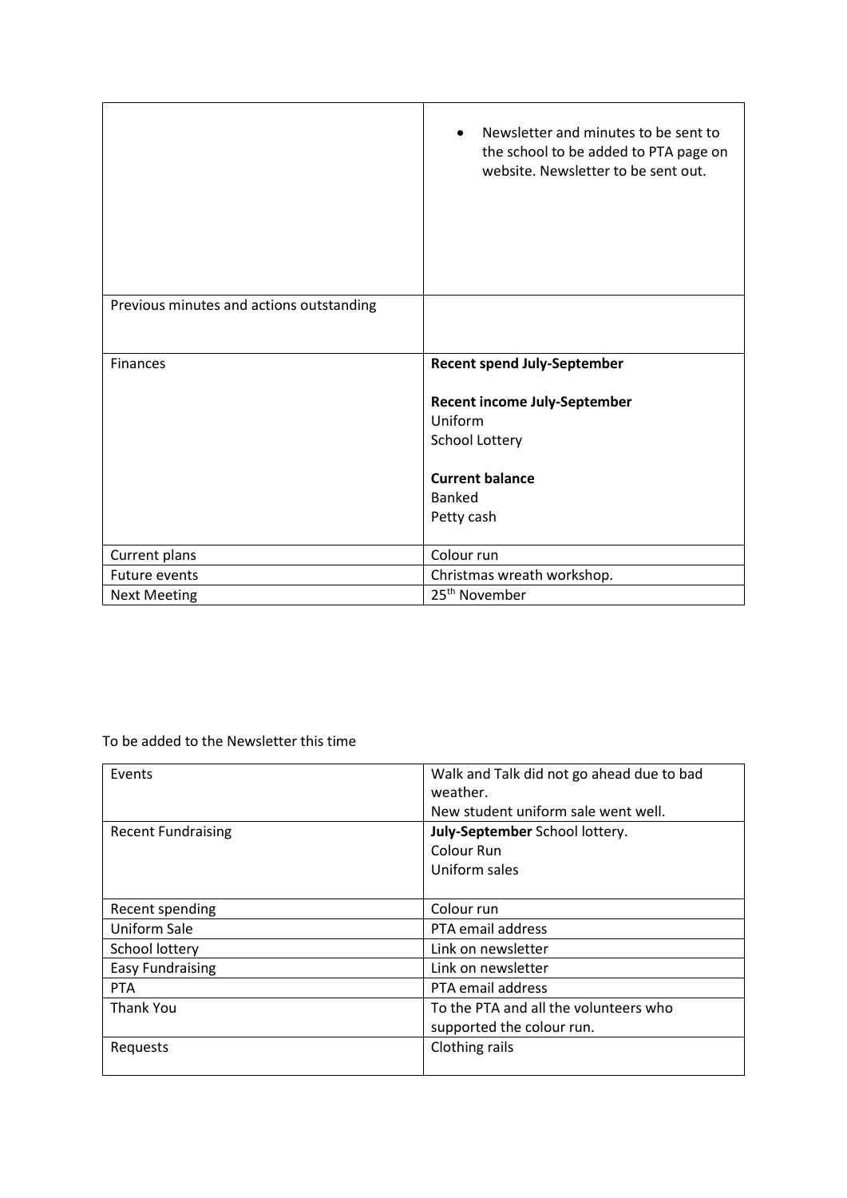| | |
|---|---|
| | • Newsletter and minutes to be sent to the school to be added to PTA page on website. Newsletter to be sent out. |
| Previous minutes and actions outstanding | |
| Finances | **Recent spend July-September**<br><br>**Recent income July-September**<br>Uniform<br>School Lottery<br><br>**Current balance**<br>Banked<br>Petty cash |
| Current plans | Colour run |
| Future events | Christmas wreath workshop. |
| Next Meeting | 25th November |

To be added to the Newsletter this time

| | |
|---|---|
| Events | Walk and Talk did not go ahead due to bad weather.<br>New student uniform sale went well. |
| Recent Fundraising | **July-September** School lottery.<br>Colour Run<br>Uniform sales |
| Recent spending | Colour run |
| Uniform Sale | PTA email address |
| School lottery | Link on newsletter |
| Easy Fundraising | Link on newsletter |
| PTA | PTA email address |
| Thank You | To the PTA and all the volunteers who supported the colour run. |
| Requests | Clothing rails |